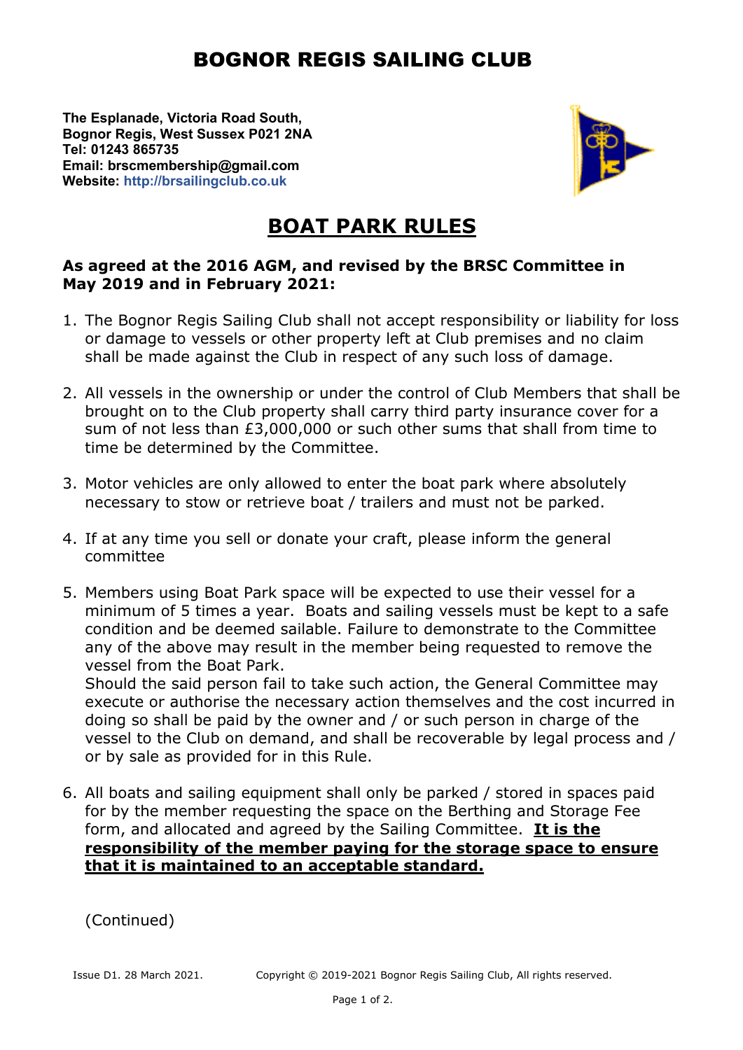# BOGNOR REGIS SAILING CLUB

**The Esplanade, Victoria Road South,**
**Bognor Regis, West Sussex P021 2NA**
**Tel: 01243 865735**
**Email: brscmembership@gmail.com**
**Website: http://brsailingclub.co.uk**

## BOAT PARK RULES

**As agreed at the 2016 AGM, and revised by the BRSC Committee in May 2019 and in February 2021:**

1. The Bognor Regis Sailing Club shall not accept responsibility or liability for loss or damage to vessels or other property left at Club premises and no claim shall be made against the Club in respect of any such loss of damage.

2. All vessels in the ownership or under the control of Club Members that shall be brought on to the Club property shall carry third party insurance cover for a sum of not less than £3,000,000 or such other sums that shall from time to time be determined by the Committee.

3. Motor vehicles are only allowed to enter the boat park where absolutely necessary to stow or retrieve boat / trailers and must not be parked.

4. If at any time you sell or donate your craft, please inform the general committee

5. Members using Boat Park space will be expected to use their vessel for a minimum of 5 times a year. Boats and sailing vessels must be kept to a safe condition and be deemed sailable. Failure to demonstrate to the Committee any of the above may result in the member being requested to remove the vessel from the Boat Park.
   Should the said person fail to take such action, the General Committee may execute or authorise the necessary action themselves and the cost incurred in doing so shall be paid by the owner and / or such person in charge of the vessel to the Club on demand, and shall be recoverable by legal process and / or by sale as provided for in this Rule.

6. All boats and sailing equipment shall only be parked / stored in spaces paid for by the member requesting the space on the Berthing and Storage Fee form, and allocated and agreed by the Sailing Committee. **<u>It is the responsibility of the member paying for the storage space to ensure that it is maintained to an acceptable standard.</u>**

(Continued)

Issue D1. 28 March 2021. Copyright © 2019-2021 Bognor Regis Sailing Club, All rights reserved.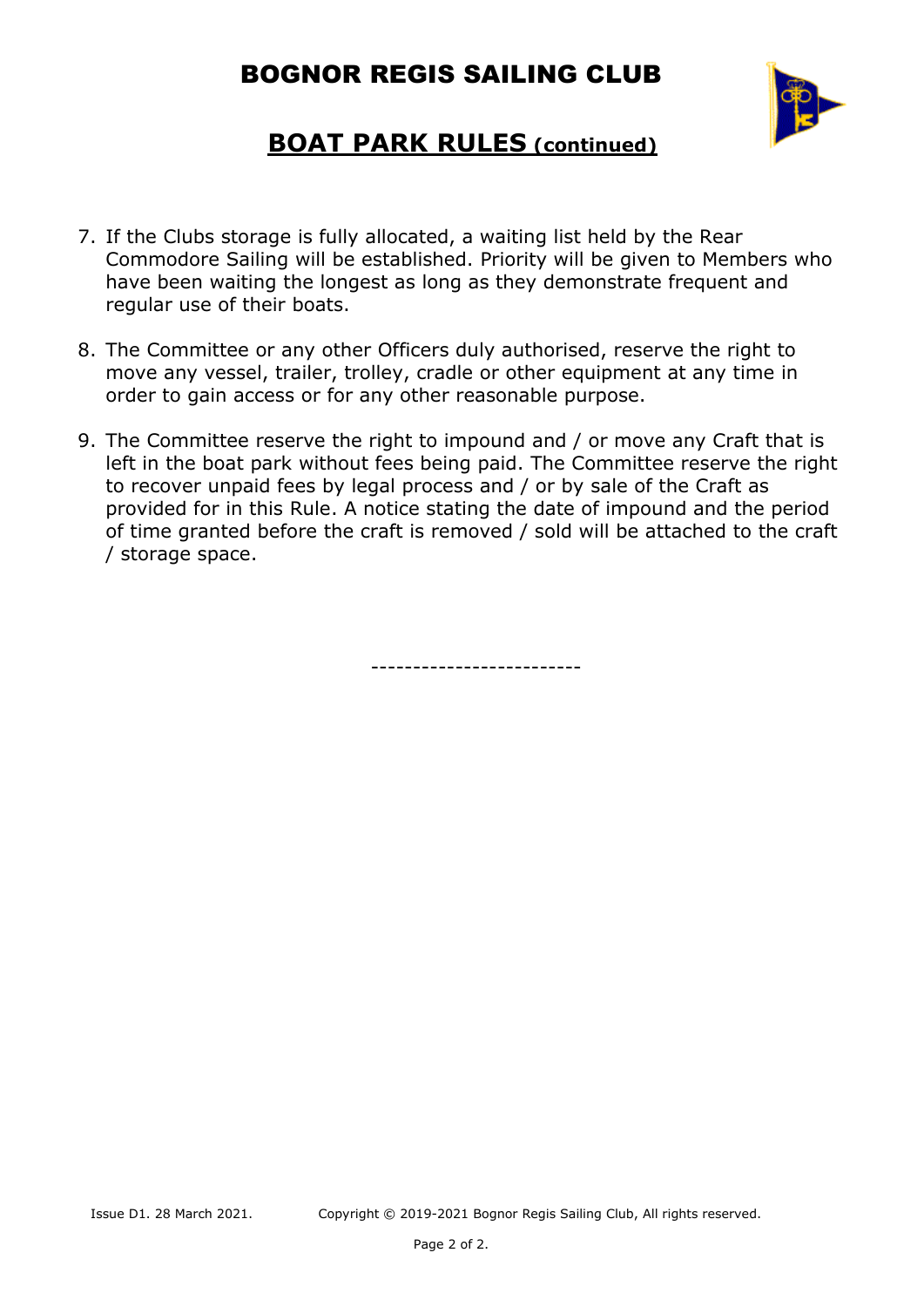# BOGNOR REGIS SAILING CLUB

## BOAT PARK RULES (continued)

7. If the Clubs storage is fully allocated, a waiting list held by the Rear Commodore Sailing will be established. Priority will be given to Members who have been waiting the longest as long as they demonstrate frequent and regular use of their boats.

8. The Committee or any other Officers duly authorised, reserve the right to move any vessel, trailer, trolley, cradle or other equipment at any time in order to gain access or for any other reasonable purpose.

9. The Committee reserve the right to impound and / or move any Craft that is left in the boat park without fees being paid. The Committee reserve the right to recover unpaid fees by legal process and / or by sale of the Craft as provided for in this Rule. A notice stating the date of impound and the period of time granted before the craft is removed / sold will be attached to the craft / storage space.

-------------------------

Issue D1. 28 March 2021. Copyright © 2019-2021 Bognor Regis Sailing Club, All rights reserved.